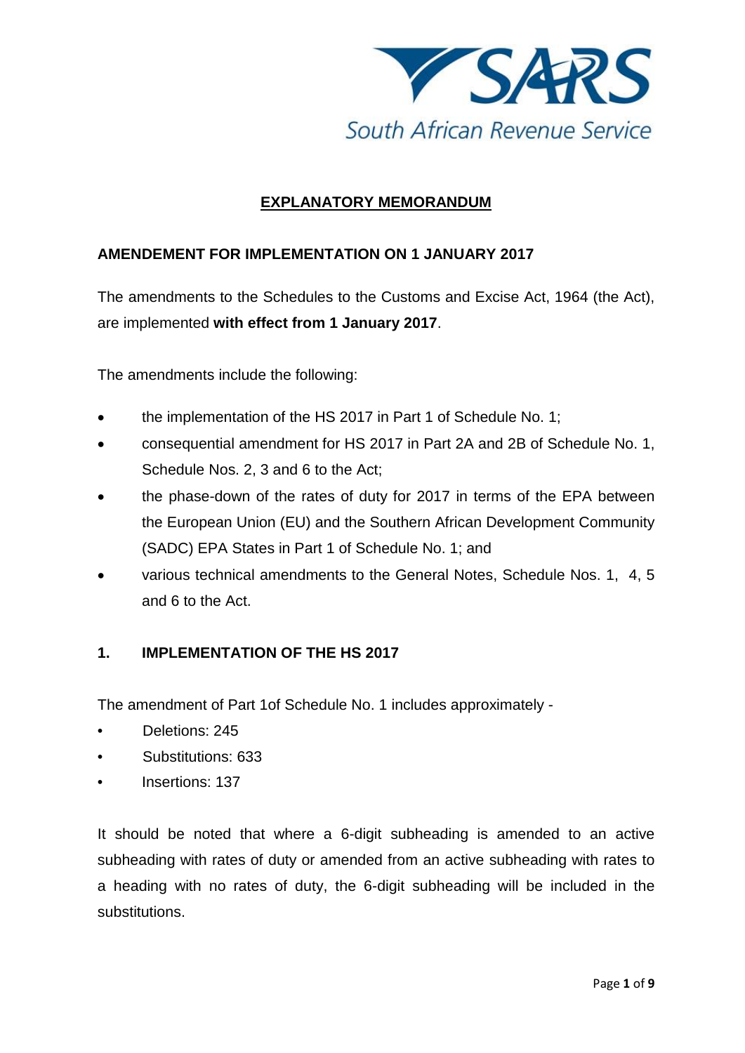SARS

South African Revenue Service

# EXPLANATORY MEMORANDUM

## AMENDEMENT FOR IMPLEMENTATION ON 1 JANUARY 2017

The amendments to the Schedules to the Customs and Excise Act, 1964 (the Act), are implemented **with effect from 1 January 2017**.

The amendments include the following:

- the implementation of the HS 2017 in Part 1 of Schedule No. 1;
- consequential amendment for HS 2017 in Part 2A and 2B of Schedule No. 1, Schedule Nos. 2, 3 and 6 to the Act;
- the phase-down of the rates of duty for 2017 in terms of the EPA between the European Union (EU) and the Southern African Development Community (SADC) EPA States in Part 1 of Schedule No. 1; and
- various technical amendments to the General Notes, Schedule Nos. 1, 4, 5 and 6 to the Act.

## 1. IMPLEMENTATION OF THE HS 2017

The amendment of Part 1of Schedule No. 1 includes approximately -

- Deletions: 245
- Substitutions: 633
- Insertions: 137

It should be noted that where a 6-digit subheading is amended to an active subheading with rates of duty or amended from an active subheading with rates to a heading with no rates of duty, the 6-digit subheading will be included in the substitutions.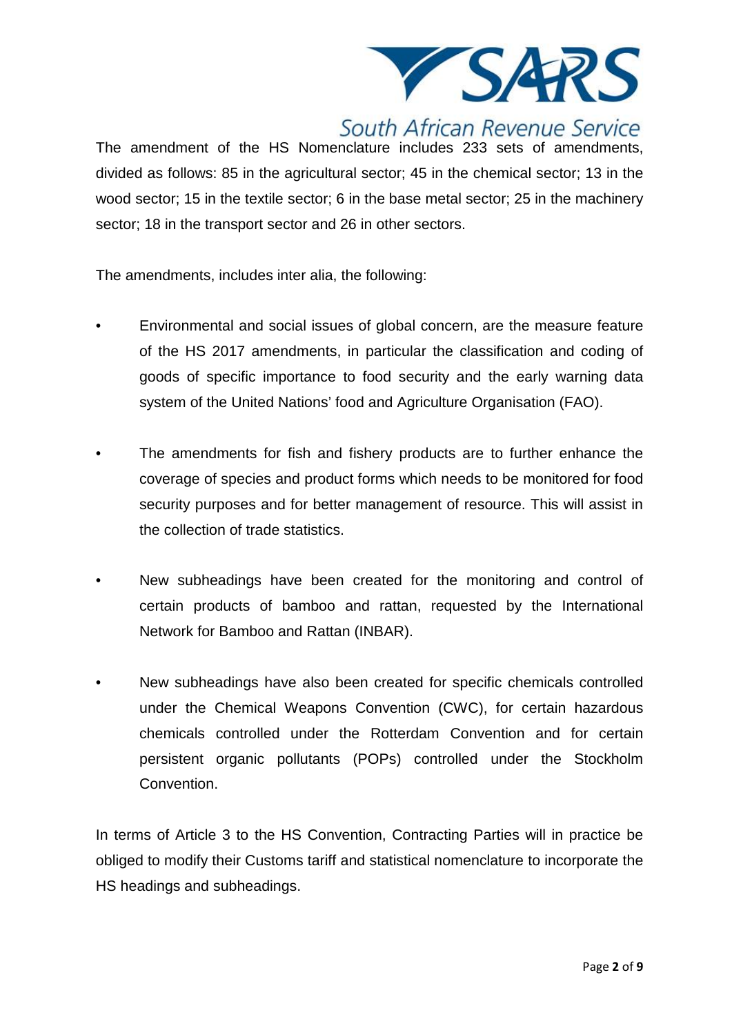The amendment of the HS Nomenclature includes 233 sets of amendments, divided as follows: 85 in the agricultural sector; 45 in the chemical sector; 13 in the wood sector; 15 in the textile sector; 6 in the base metal sector; 25 in the machinery sector; 18 in the transport sector and 26 in other sectors.

The amendments, includes inter alia, the following:

- Environmental and social issues of global concern, are the measure feature of the HS 2017 amendments, in particular the classification and coding of goods of specific importance to food security and the early warning data system of the United Nations' food and Agriculture Organisation (FAO).

- The amendments for fish and fishery products are to further enhance the coverage of species and product forms which needs to be monitored for food security purposes and for better management of resource. This will assist in the collection of trade statistics.

- New subheadings have been created for the monitoring and control of certain products of bamboo and rattan, requested by the International Network for Bamboo and Rattan (INBAR).

- New subheadings have also been created for specific chemicals controlled under the Chemical Weapons Convention (CWC), for certain hazardous chemicals controlled under the Rotterdam Convention and for certain persistent organic pollutants (POPs) controlled under the Stockholm Convention.

In terms of Article 3 to the HS Convention, Contracting Parties will in practice be obliged to modify their Customs tariff and statistical nomenclature to incorporate the HS headings and subheadings.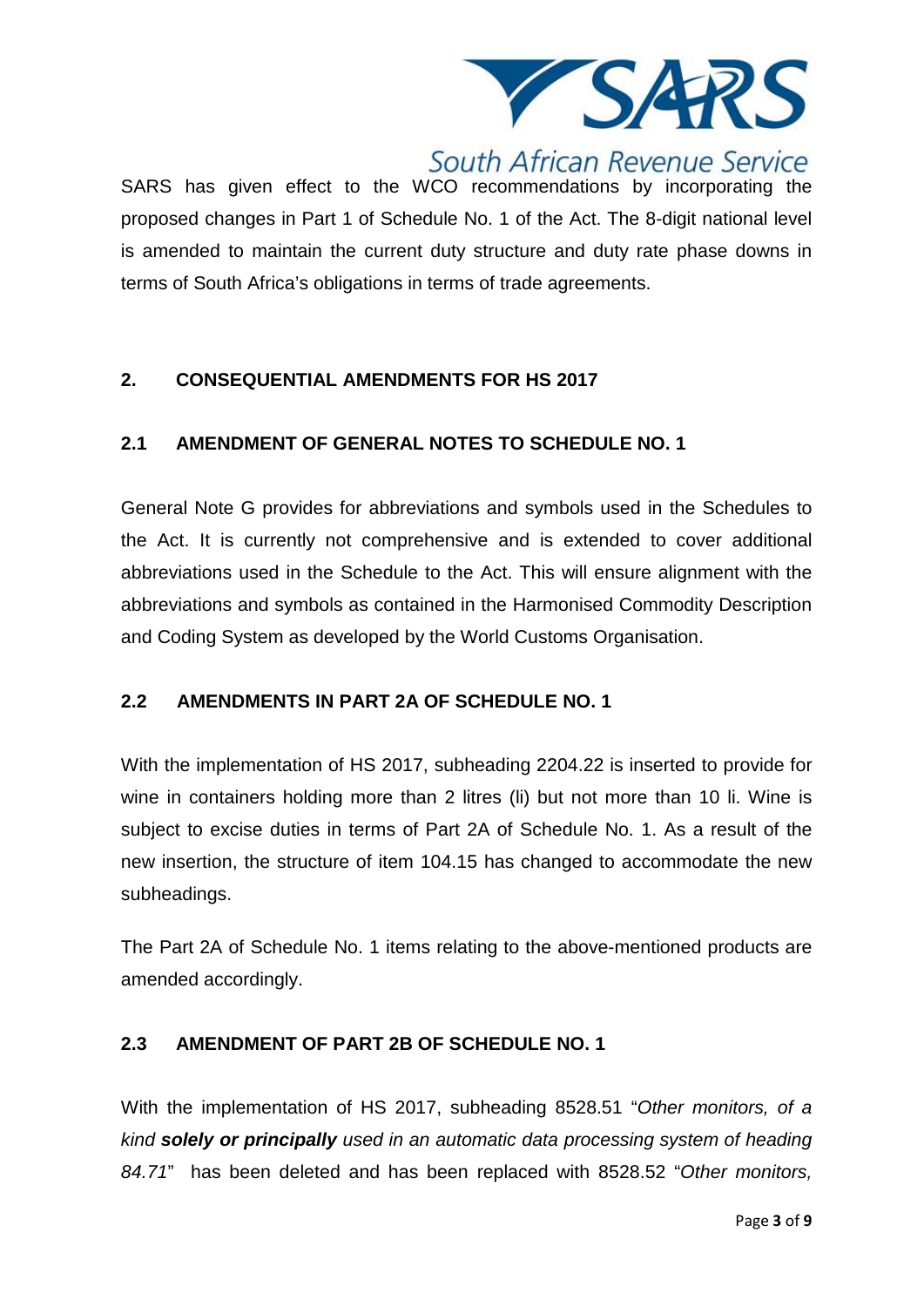SARS has given effect to the WCO recommendations by incorporating the proposed changes in Part 1 of Schedule No. 1 of the Act. The 8-digit national level is amended to maintain the current duty structure and duty rate phase downs in terms of South Africa's obligations in terms of trade agreements.

## 2. CONSEQUENTIAL AMENDMENTS FOR HS 2017

### 2.1 AMENDMENT OF GENERAL NOTES TO SCHEDULE NO. 1

General Note G provides for abbreviations and symbols used in the Schedules to the Act. It is currently not comprehensive and is extended to cover additional abbreviations used in the Schedule to the Act. This will ensure alignment with the abbreviations and symbols as contained in the Harmonised Commodity Description and Coding System as developed by the World Customs Organisation.

### 2.2 AMENDMENTS IN PART 2A OF SCHEDULE NO. 1

With the implementation of HS 2017, subheading 2204.22 is inserted to provide for wine in containers holding more than 2 litres (li) but not more than 10 li. Wine is subject to excise duties in terms of Part 2A of Schedule No. 1. As a result of the new insertion, the structure of item 104.15 has changed to accommodate the new subheadings.

The Part 2A of Schedule No. 1 items relating to the above-mentioned products are amended accordingly.

### 2.3 AMENDMENT OF PART 2B OF SCHEDULE NO. 1

With the implementation of HS 2017, subheading 8528.51 "*Other monitors, of a kind **solely or principally** used in an automatic data processing system of heading 84.71*" has been deleted and has been replaced with 8528.52 "*Other monitors,*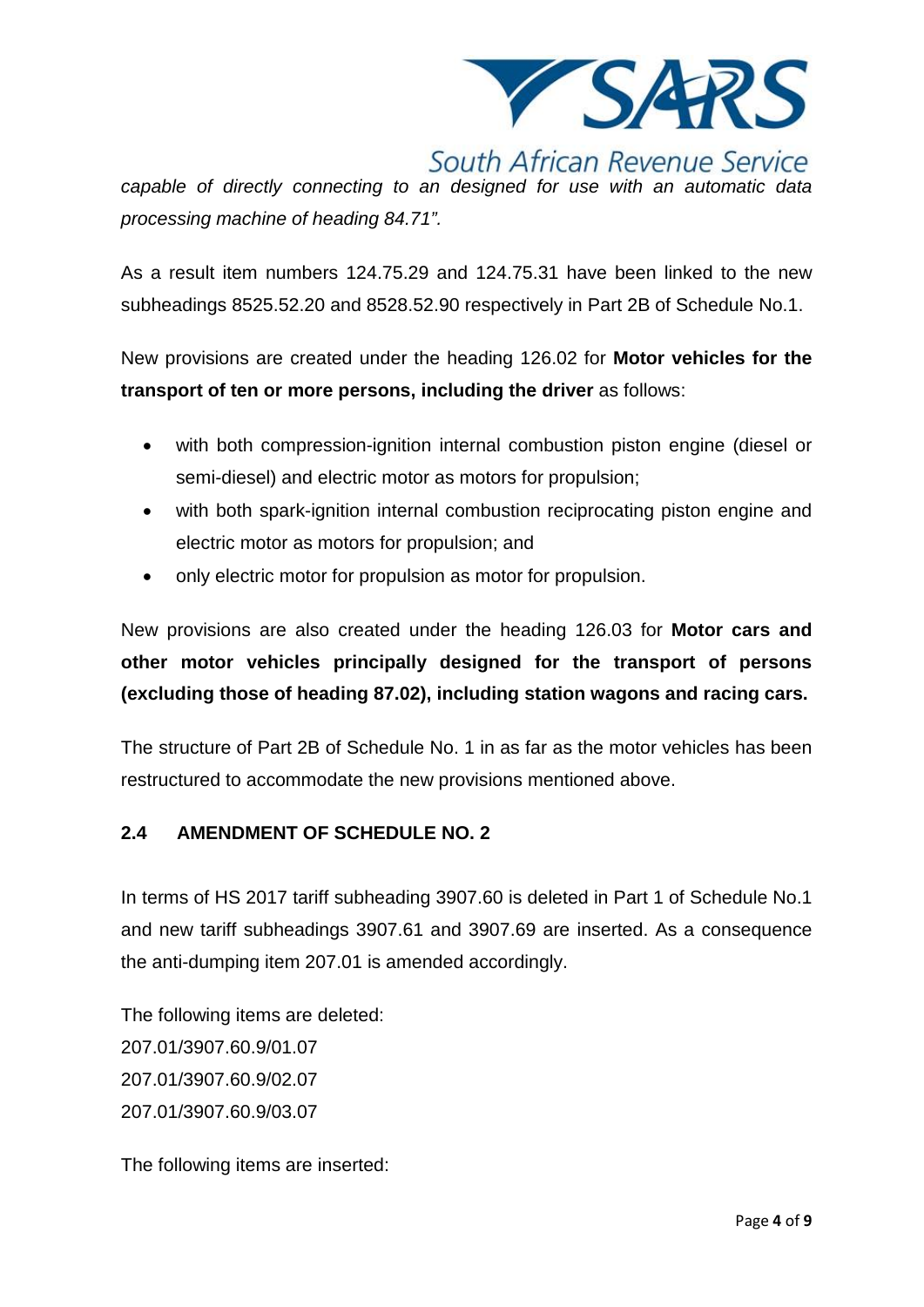*capable of directly connecting to an designed for use with an automatic data processing machine of heading 84.71".*

As a result item numbers 124.75.29 and 124.75.31 have been linked to the new subheadings 8525.52.20 and 8528.52.90 respectively in Part 2B of Schedule No.1.

New provisions are created under the heading 126.02 for **Motor vehicles for the transport of ten or more persons, including the driver** as follows:

- with both compression-ignition internal combustion piston engine (diesel or semi-diesel) and electric motor as motors for propulsion;
- with both spark-ignition internal combustion reciprocating piston engine and electric motor as motors for propulsion; and
- only electric motor for propulsion as motor for propulsion.

New provisions are also created under the heading 126.03 for **Motor cars and other motor vehicles principally designed for the transport of persons (excluding those of heading 87.02), including station wagons and racing cars.**

The structure of Part 2B of Schedule No. 1 in as far as the motor vehicles has been restructured to accommodate the new provisions mentioned above.

### 2.4 AMENDMENT OF SCHEDULE NO. 2

In terms of HS 2017 tariff subheading 3907.60 is deleted in Part 1 of Schedule No.1 and new tariff subheadings 3907.61 and 3907.69 are inserted. As a consequence the anti-dumping item 207.01 is amended accordingly.

The following items are deleted:
207.01/3907.60.9/01.07
207.01/3907.60.9/02.07
207.01/3907.60.9/03.07

The following items are inserted: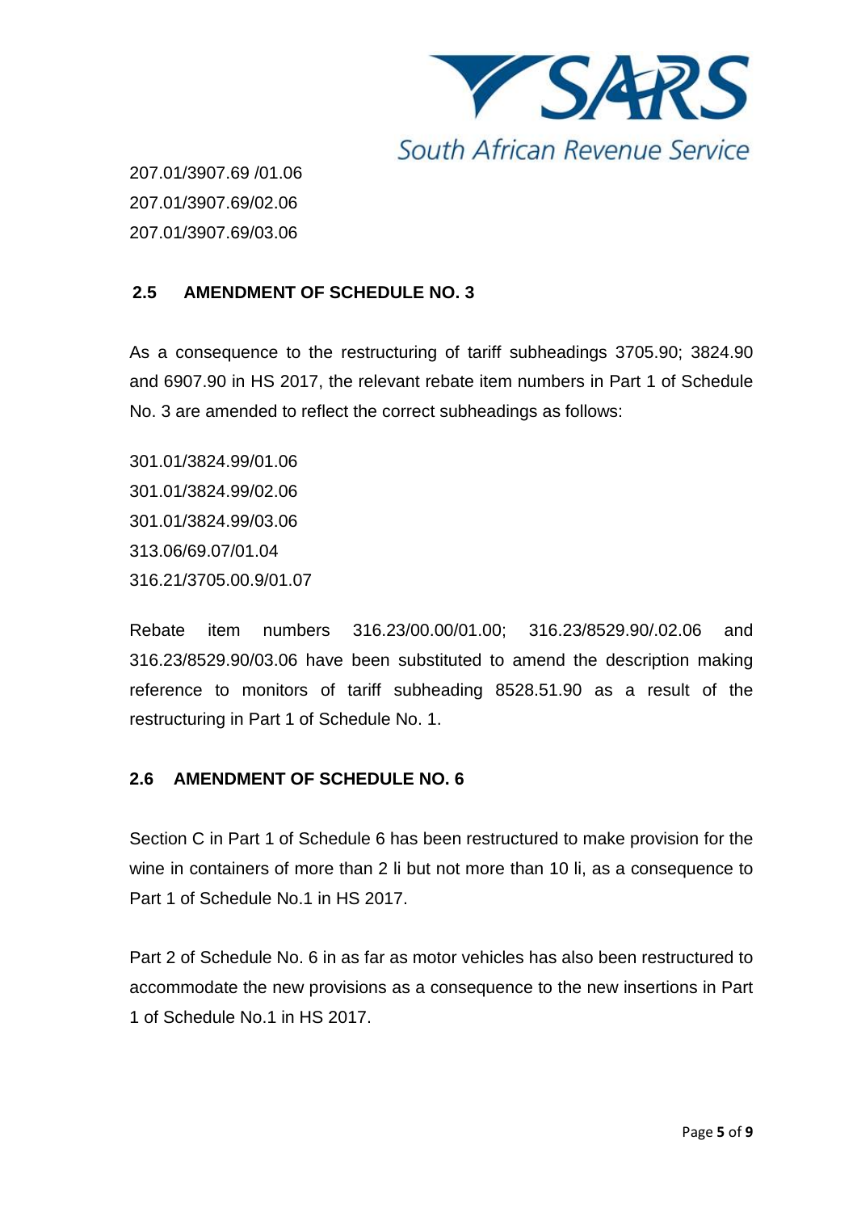207.01/3907.69 /01.06
207.01/3907.69/02.06
207.01/3907.69/03.06

## 2.5 AMENDMENT OF SCHEDULE NO. 3

As a consequence to the restructuring of tariff subheadings 3705.90; 3824.90 and 6907.90 in HS 2017, the relevant rebate item numbers in Part 1 of Schedule No. 3 are amended to reflect the correct subheadings as follows:

301.01/3824.99/01.06
301.01/3824.99/02.06
301.01/3824.99/03.06
313.06/69.07/01.04
316.21/3705.00.9/01.07

Rebate item numbers 316.23/00.00/01.00; 316.23/8529.90/.02.06 and 316.23/8529.90/03.06 have been substituted to amend the description making reference to monitors of tariff subheading 8528.51.90 as a result of the restructuring in Part 1 of Schedule No. 1.

## 2.6 AMENDMENT OF SCHEDULE NO. 6

Section C in Part 1 of Schedule 6 has been restructured to make provision for the wine in containers of more than 2 li but not more than 10 li, as a consequence to Part 1 of Schedule No.1 in HS 2017.

Part 2 of Schedule No. 6 in as far as motor vehicles has also been restructured to accommodate the new provisions as a consequence to the new insertions in Part 1 of Schedule No.1 in HS 2017.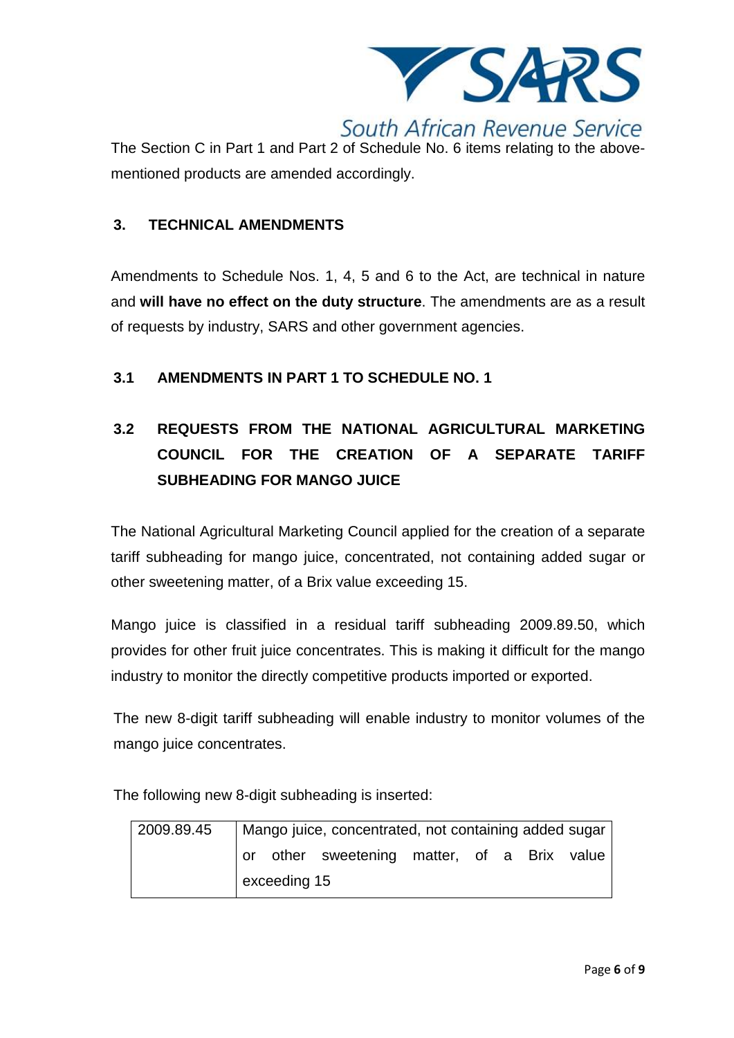The Section C in Part 1 and Part 2 of Schedule No. 6 items relating to the above-mentioned products are amended accordingly.

## 3. TECHNICAL AMENDMENTS

Amendments to Schedule Nos. 1, 4, 5 and 6 to the Act, are technical in nature and **will have no effect on the duty structure**. The amendments are as a result of requests by industry, SARS and other government agencies.

### 3.1 AMENDMENTS IN PART 1 TO SCHEDULE NO. 1

### 3.2 REQUESTS FROM THE NATIONAL AGRICULTURAL MARKETING COUNCIL FOR THE CREATION OF A SEPARATE TARIFF SUBHEADING FOR MANGO JUICE

The National Agricultural Marketing Council applied for the creation of a separate tariff subheading for mango juice, concentrated, not containing added sugar or other sweetening matter, of a Brix value exceeding 15.

Mango juice is classified in a residual tariff subheading 2009.89.50, which provides for other fruit juice concentrates. This is making it difficult for the mango industry to monitor the directly competitive products imported or exported.

The new 8-digit tariff subheading will enable industry to monitor volumes of the mango juice concentrates.

The following new 8-digit subheading is inserted:

| 2009.89.45 | Mango juice, concentrated, not containing added sugar or other sweetening matter, of a Brix value exceeding 15 |
|---|---|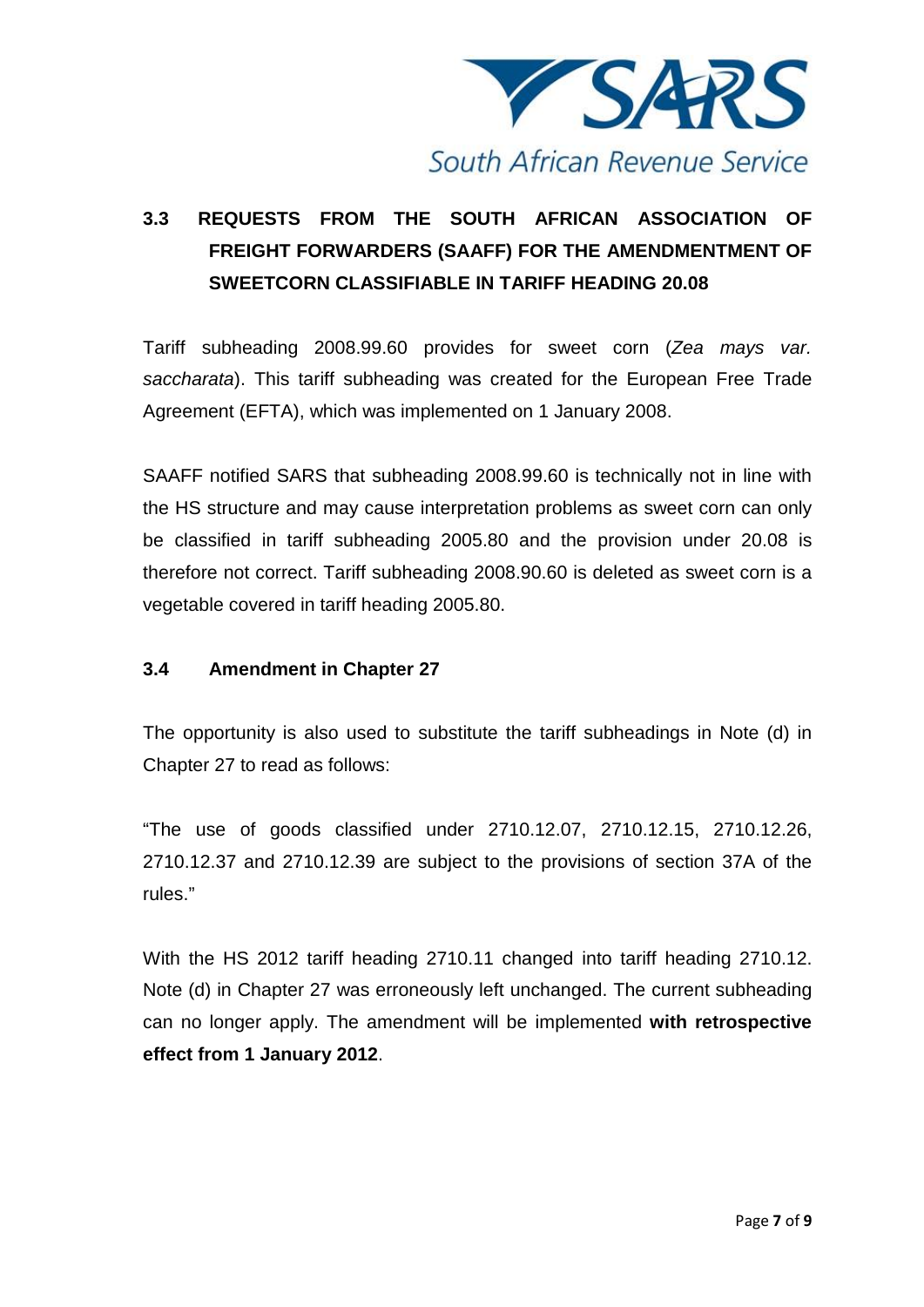## 3.3 REQUESTS FROM THE SOUTH AFRICAN ASSOCIATION OF FREIGHT FORWARDERS (SAAFF) FOR THE AMENDMENTMENT OF SWEETCORN CLASSIFIABLE IN TARIFF HEADING 20.08

Tariff subheading 2008.99.60 provides for sweet corn (*Zea mays var. saccharata*). This tariff subheading was created for the European Free Trade Agreement (EFTA), which was implemented on 1 January 2008.

SAAFF notified SARS that subheading 2008.99.60 is technically not in line with the HS structure and may cause interpretation problems as sweet corn can only be classified in tariff subheading 2005.80 and the provision under 20.08 is therefore not correct. Tariff subheading 2008.90.60 is deleted as sweet corn is a vegetable covered in tariff heading 2005.80.

## 3.4 Amendment in Chapter 27

The opportunity is also used to substitute the tariff subheadings in Note (d) in Chapter 27 to read as follows:

"The use of goods classified under 2710.12.07, 2710.12.15, 2710.12.26, 2710.12.37 and 2710.12.39 are subject to the provisions of section 37A of the rules."

With the HS 2012 tariff heading 2710.11 changed into tariff heading 2710.12. Note (d) in Chapter 27 was erroneously left unchanged. The current subheading can no longer apply. The amendment will be implemented **with retrospective effect from 1 January 2012**.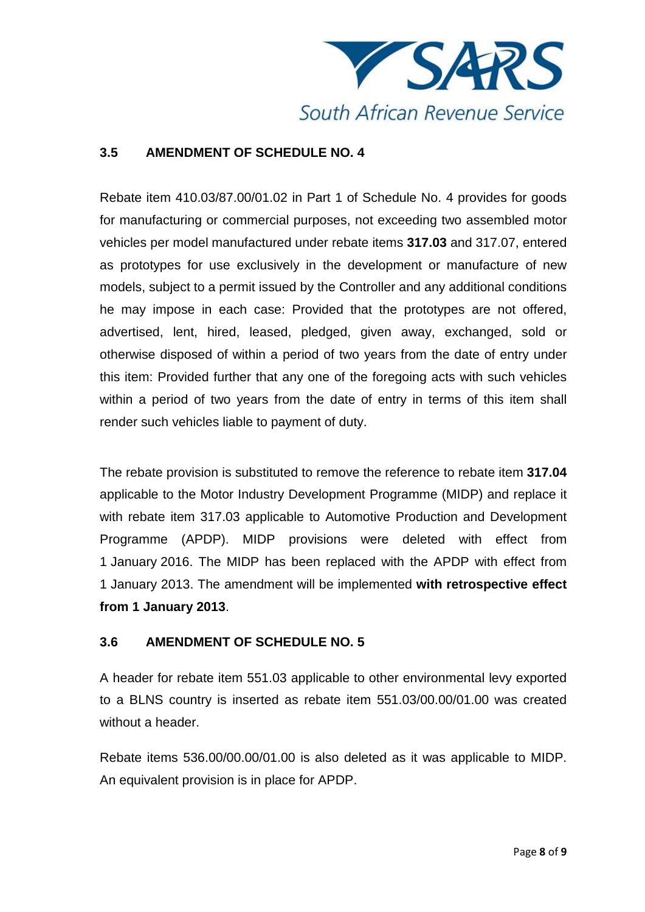### 3.5 AMENDMENT OF SCHEDULE NO. 4

Rebate item 410.03/87.00/01.02 in Part 1 of Schedule No. 4 provides for goods for manufacturing or commercial purposes, not exceeding two assembled motor vehicles per model manufactured under rebate items **317.03** and 317.07, entered as prototypes for use exclusively in the development or manufacture of new models, subject to a permit issued by the Controller and any additional conditions he may impose in each case: Provided that the prototypes are not offered, advertised, lent, hired, leased, pledged, given away, exchanged, sold or otherwise disposed of within a period of two years from the date of entry under this item: Provided further that any one of the foregoing acts with such vehicles within a period of two years from the date of entry in terms of this item shall render such vehicles liable to payment of duty.

The rebate provision is substituted to remove the reference to rebate item **317.04** applicable to the Motor Industry Development Programme (MIDP) and replace it with rebate item 317.03 applicable to Automotive Production and Development Programme (APDP). MIDP provisions were deleted with effect from 1 January 2016. The MIDP has been replaced with the APDP with effect from 1 January 2013. The amendment will be implemented **with retrospective effect from 1 January 2013**.

### 3.6 AMENDMENT OF SCHEDULE NO. 5

A header for rebate item 551.03 applicable to other environmental levy exported to a BLNS country is inserted as rebate item 551.03/00.00/01.00 was created without a header.

Rebate items 536.00/00.00/01.00 is also deleted as it was applicable to MIDP. An equivalent provision is in place for APDP.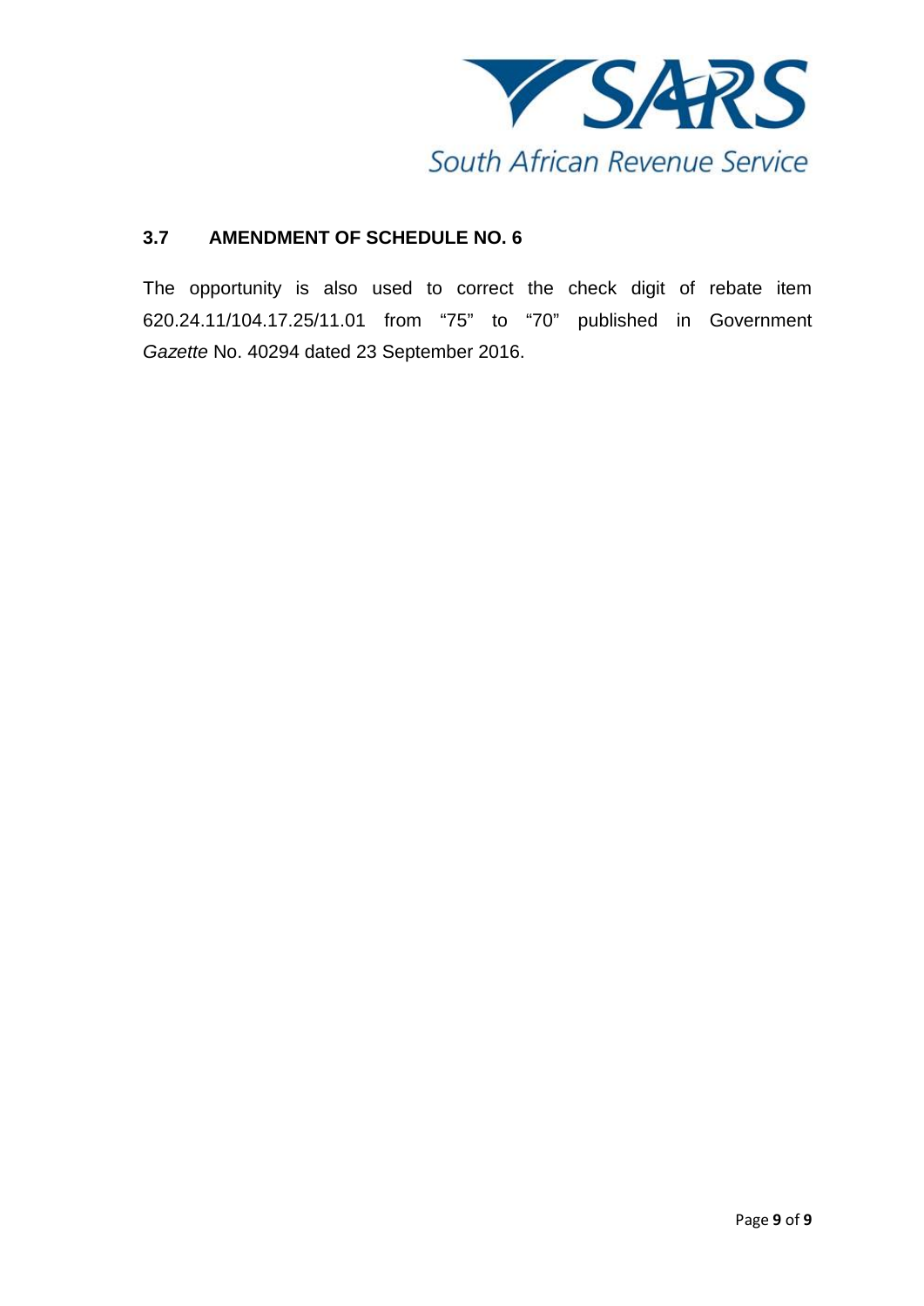### 3.7 AMENDMENT OF SCHEDULE NO. 6

The opportunity is also used to correct the check digit of rebate item 620.24.11/104.17.25/11.01 from “75” to “70” published in Government *Gazette* No. 40294 dated 23 September 2016.